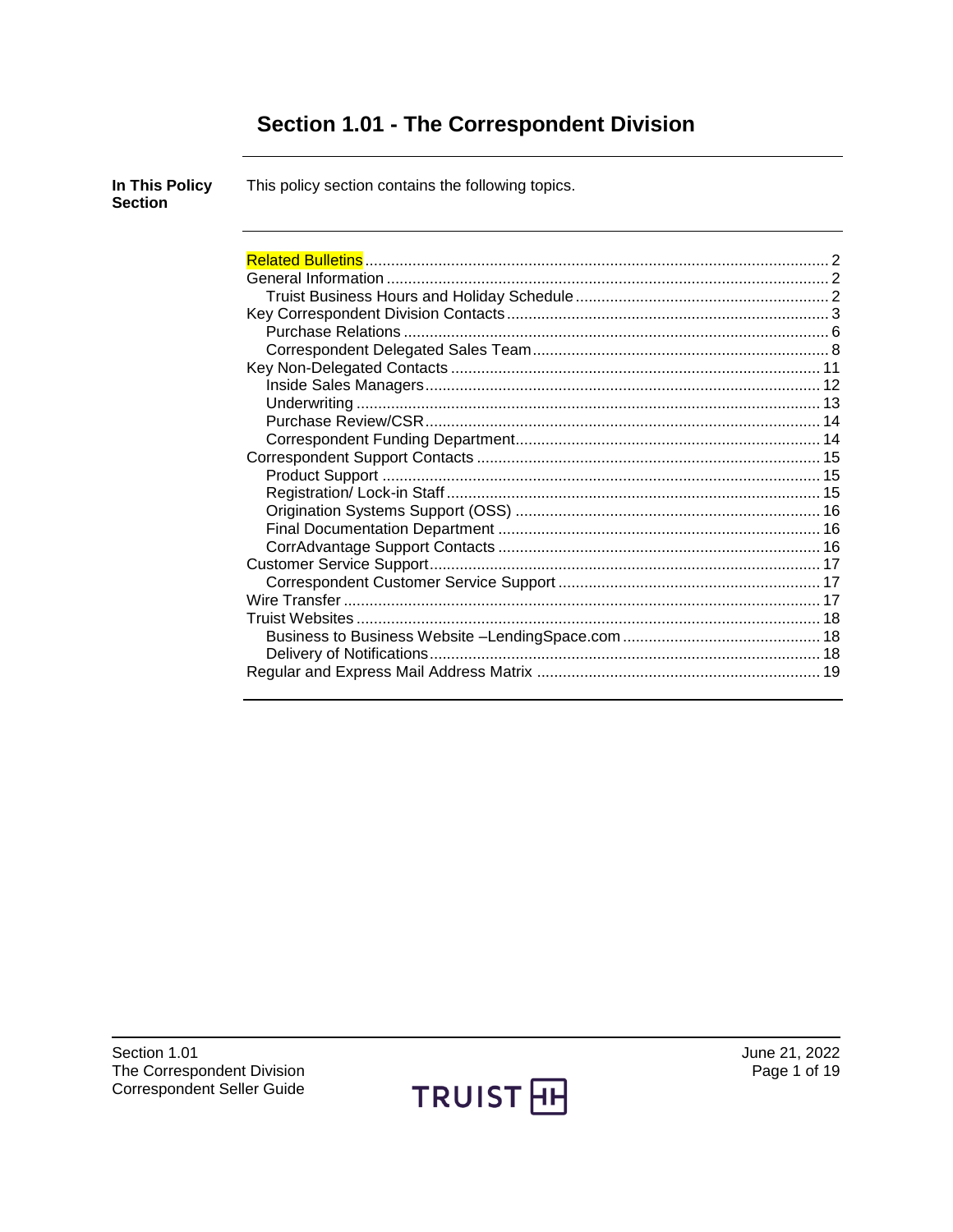# Section 1.01 - The Correspondent Division

**In This Policy Section**

This policy section contains the following topics.

- Related Bulletins ... 2
- General Information ... 2
  - Truist Business Hours and Holiday Schedule ... 2
- Key Correspondent Division Contacts ... 3
  - Purchase Relations ... 6
  - Correspondent Delegated Sales Team ... 8
- Key Non-Delegated Contacts ... 11
  - Inside Sales Managers ... 12
  - Underwriting ... 13
  - Purchase Review/CSR ... 14
  - Correspondent Funding Department ... 14
- Correspondent Support Contacts ... 15
  - Product Support ... 15
  - Registration/ Lock-in Staff ... 15
  - Origination Systems Support (OSS) ... 16
  - Final Documentation Department ... 16
  - CorrAdvantage Support Contacts ... 16
- Customer Service Support ... 17
  - Correspondent Customer Service Support ... 17
- Wire Transfer ... 17
- Truist Websites ... 18
  - Business to Business Website –LendingSpace.com ... 18
  - Delivery of Notifications ... 18
- Regular and Express Mail Address Matrix ... 19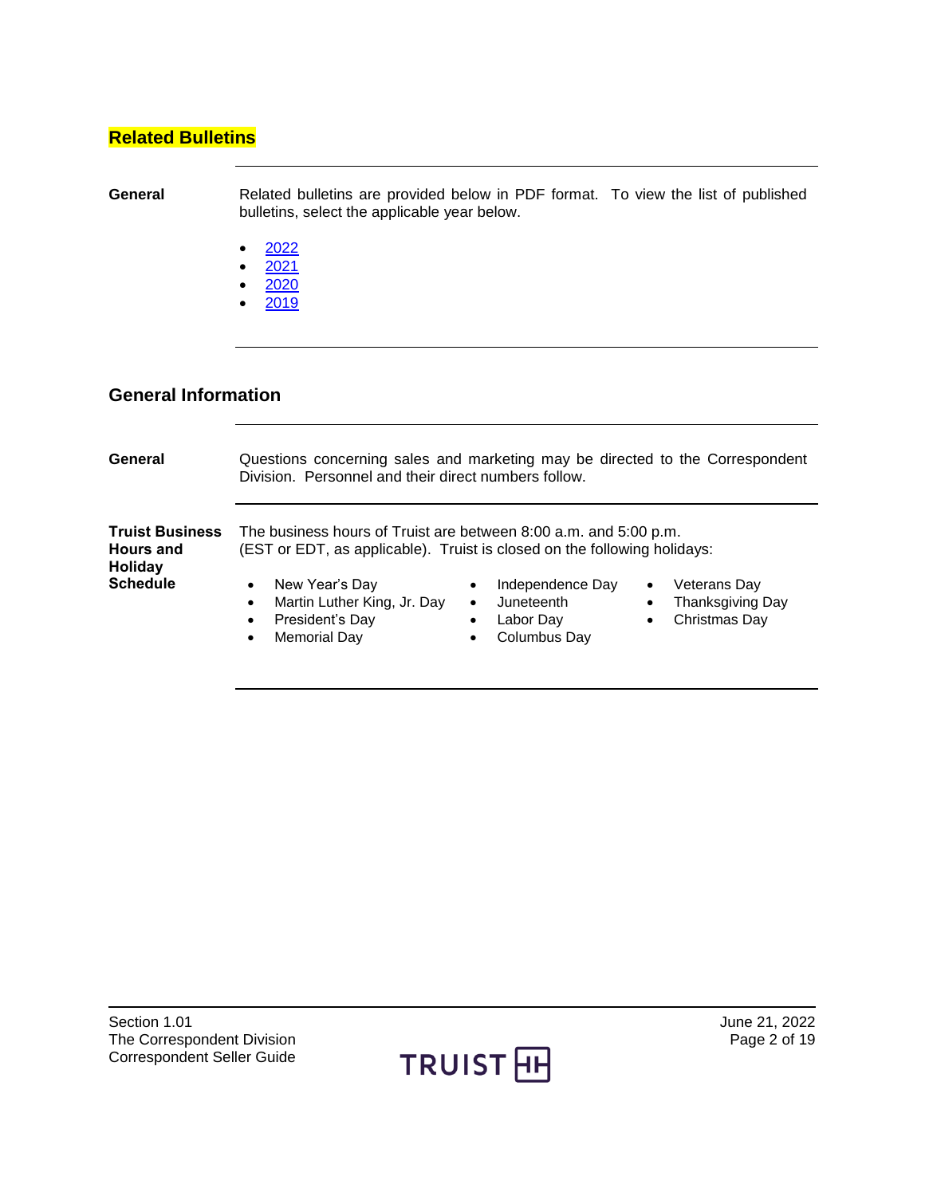## Related Bulletins

**General**

Related bulletins are provided below in PDF format. To view the list of published bulletins, select the applicable year below.

- 2022
- 2021
- 2020
- 2019

## General Information

**General**

Questions concerning sales and marketing may be directed to the Correspondent Division. Personnel and their direct numbers follow.

**Truist Business Hours and Holiday Schedule**

The business hours of Truist are between 8:00 a.m. and 5:00 p.m. (EST or EDT, as applicable). Truist is closed on the following holidays:

- New Year's Day
- Martin Luther King, Jr. Day
- President's Day
- Memorial Day
- Independence Day
- Juneteenth
- Labor Day
- Columbus Day
- Veterans Day
- Thanksgiving Day
- Christmas Day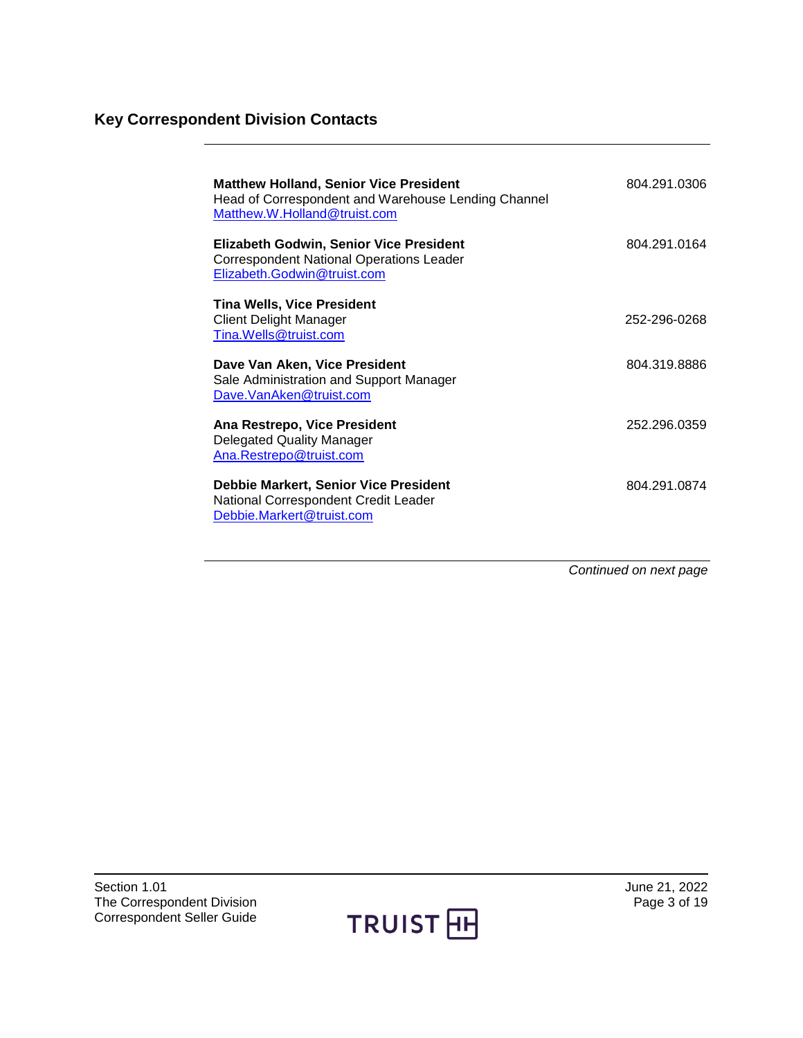## Key Correspondent Division Contacts

| Contact | Phone |
| --- | --- |
| **Matthew Holland, Senior Vice President**<br>Head of Correspondent and Warehouse Lending Channel<br>Matthew.W.Holland@truist.com | 804.291.0306 |
| **Elizabeth Godwin, Senior Vice President**<br>Correspondent National Operations Leader<br>Elizabeth.Godwin@truist.com | 804.291.0164 |
| **Tina Wells, Vice President**<br>Client Delight Manager<br>Tina.Wells@truist.com | 252-296-0268 |
| **Dave Van Aken, Vice President**<br>Sale Administration and Support Manager<br>Dave.VanAken@truist.com | 804.319.8886 |
| **Ana Restrepo, Vice President**<br>Delegated Quality Manager<br>Ana.Restrepo@truist.com | 252.296.0359 |
| **Debbie Markert, Senior Vice President**<br>National Correspondent Credit Leader<br>Debbie.Markert@truist.com | 804.291.0874 |

*Continued on next page*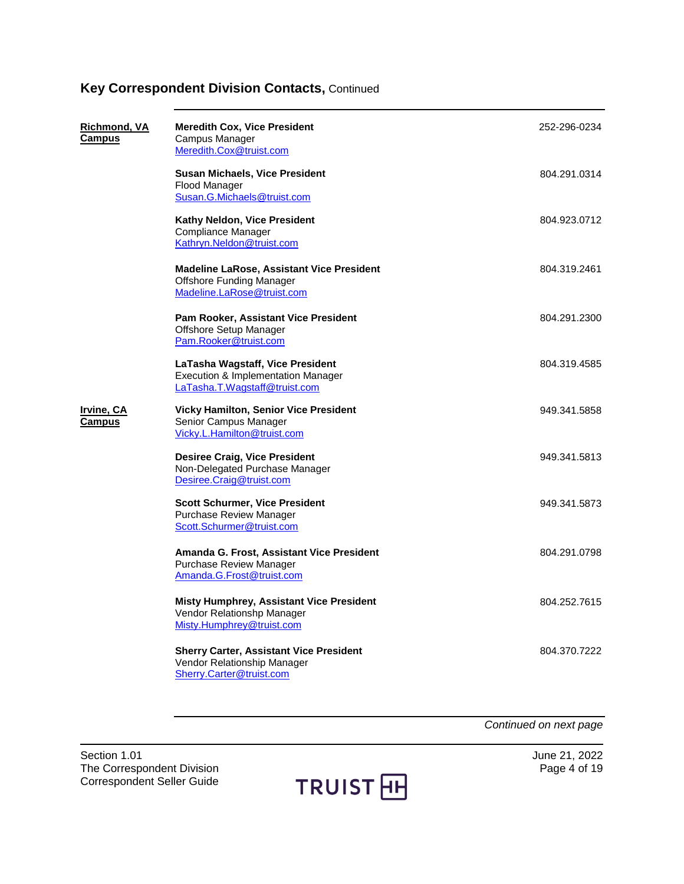## Key Correspondent Division Contacts, Continued

| | | |
|---|---|---|
| **Richmond, VA Campus** | **Meredith Cox, Vice President**<br>Campus Manager<br>Meredith.Cox@truist.com | 252-296-0234 |
| | **Susan Michaels, Vice President**<br>Flood Manager<br>Susan.G.Michaels@truist.com | 804.291.0314 |
| | **Kathy Neldon, Vice President**<br>Compliance Manager<br>Kathryn.Neldon@truist.com | 804.923.0712 |
| | **Madeline LaRose, Assistant Vice President**<br>Offshore Funding Manager<br>Madeline.LaRose@truist.com | 804.319.2461 |
| | **Pam Rooker, Assistant Vice President**<br>Offshore Setup Manager<br>Pam.Rooker@truist.com | 804.291.2300 |
| | **LaTasha Wagstaff, Vice President**<br>Execution & Implementation Manager<br>LaTasha.T.Wagstaff@truist.com | 804.319.4585 |
| **Irvine, CA Campus** | **Vicky Hamilton, Senior Vice President**<br>Senior Campus Manager<br>Vicky.L.Hamilton@truist.com | 949.341.5858 |
| | **Desiree Craig, Vice President**<br>Non-Delegated Purchase Manager<br>Desiree.Craig@truist.com | 949.341.5813 |
| | **Scott Schurmer, Vice President**<br>Purchase Review Manager<br>Scott.Schurmer@truist.com | 949.341.5873 |
| | **Amanda G. Frost, Assistant Vice President**<br>Purchase Review Manager<br>Amanda.G.Frost@truist.com | 804.291.0798 |
| | **Misty Humphrey, Assistant Vice President**<br>Vendor Relationshp Manager<br>Misty.Humphrey@truist.com | 804.252.7615 |
| | **Sherry Carter, Assistant Vice President**<br>Vendor Relationship Manager<br>Sherry.Carter@truist.com | 804.370.7222 |

*Continued on next page*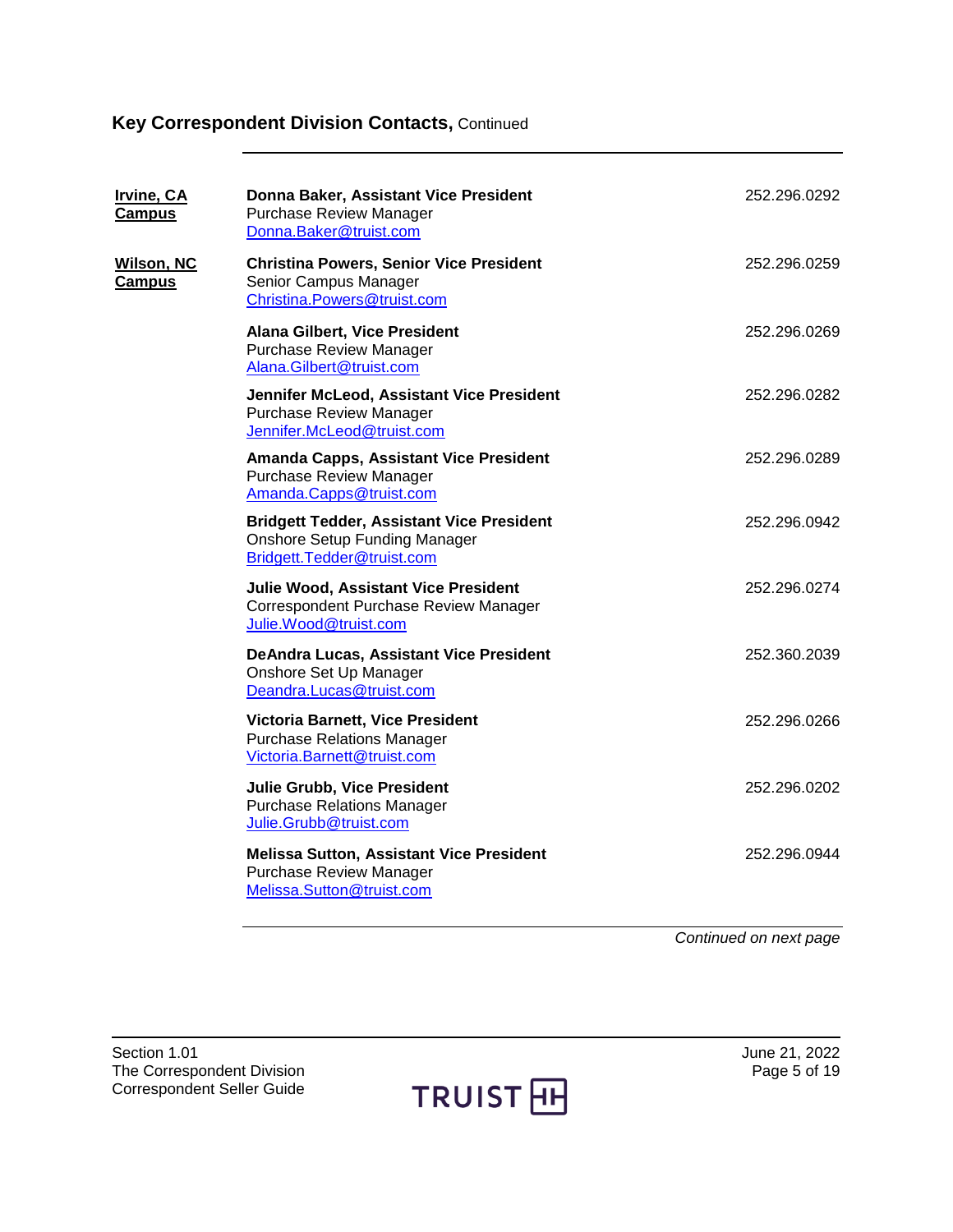## Key Correspondent Division Contacts, Continued

| | | |
|---|---|---|
| **Irvine, CA Campus** | **Donna Baker, Assistant Vice President**<br>Purchase Review Manager<br>Donna.Baker@truist.com | 252.296.0292 |
| **Wilson, NC Campus** | **Christina Powers, Senior Vice President**<br>Senior Campus Manager<br>Christina.Powers@truist.com | 252.296.0259 |
| | **Alana Gilbert, Vice President**<br>Purchase Review Manager<br>Alana.Gilbert@truist.com | 252.296.0269 |
| | **Jennifer McLeod, Assistant Vice President**<br>Purchase Review Manager<br>Jennifer.McLeod@truist.com | 252.296.0282 |
| | **Amanda Capps, Assistant Vice President**<br>Purchase Review Manager<br>Amanda.Capps@truist.com | 252.296.0289 |
| | **Bridgett Tedder, Assistant Vice President**<br>Onshore Setup Funding Manager<br>Bridgett.Tedder@truist.com | 252.296.0942 |
| | **Julie Wood, Assistant Vice President**<br>Correspondent Purchase Review Manager<br>Julie.Wood@truist.com | 252.296.0274 |
| | **DeAndra Lucas, Assistant Vice President**<br>Onshore Set Up Manager<br>Deandra.Lucas@truist.com | 252.360.2039 |
| | **Victoria Barnett, Vice President**<br>Purchase Relations Manager<br>Victoria.Barnett@truist.com | 252.296.0266 |
| | **Julie Grubb, Vice President**<br>Purchase Relations Manager<br>Julie.Grubb@truist.com | 252.296.0202 |
| | **Melissa Sutton, Assistant Vice President**<br>Purchase Review Manager<br>Melissa.Sutton@truist.com | 252.296.0944 |

*Continued on next page*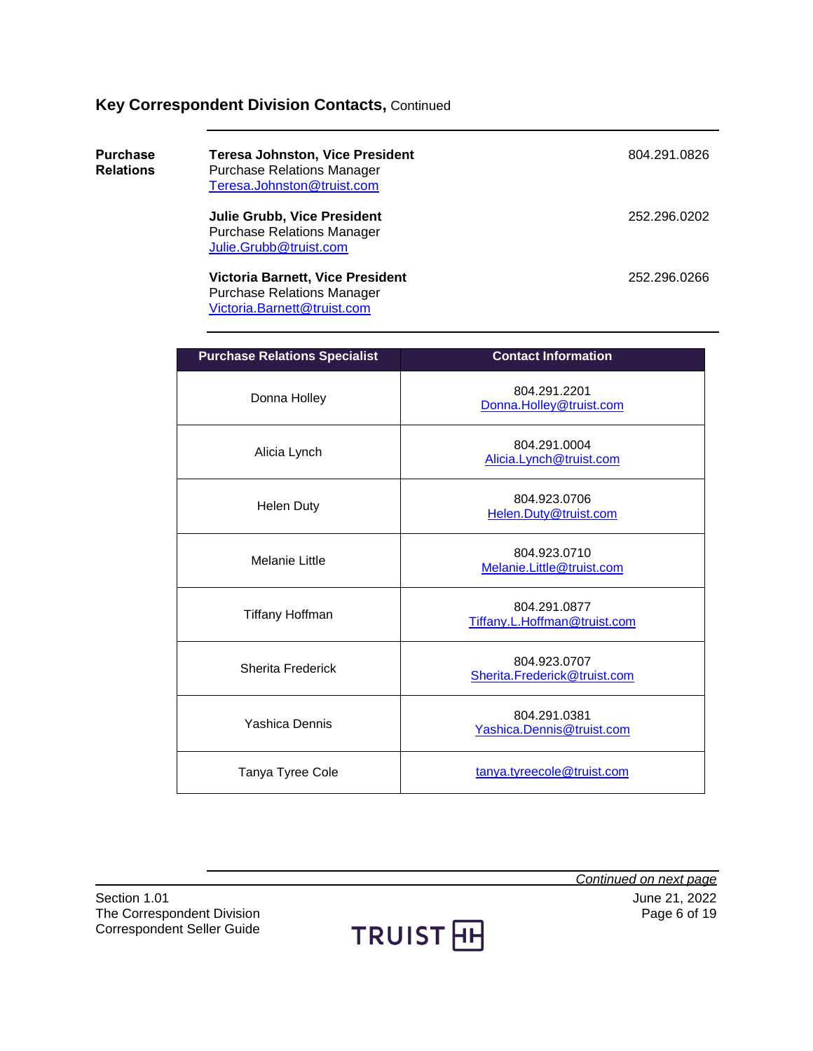## Key Correspondent Division Contacts, Continued

**Purchase Relations**

**Teresa Johnston, Vice President**
Purchase Relations Manager
Teresa.Johnston@truist.com
804.291.0826

**Julie Grubb, Vice President**
Purchase Relations Manager
Julie.Grubb@truist.com
252.296.0202

**Victoria Barnett, Vice President**
Purchase Relations Manager
Victoria.Barnett@truist.com
252.296.0266

| Purchase Relations Specialist | Contact Information |
|---|---|
| Donna Holley | 804.291.2201<br>Donna.Holley@truist.com |
| Alicia Lynch | 804.291.0004<br>Alicia.Lynch@truist.com |
| Helen Duty | 804.923.0706<br>Helen.Duty@truist.com |
| Melanie Little | 804.923.0710<br>Melanie.Little@truist.com |
| Tiffany Hoffman | 804.291.0877<br>Tiffany.L.Hoffman@truist.com |
| Sherita Frederick | 804.923.0707<br>Sherita.Frederick@truist.com |
| Yashica Dennis | 804.291.0381<br>Yashica.Dennis@truist.com |
| Tanya Tyree Cole | tanya.tyreecole@truist.com |

*Continued on next page*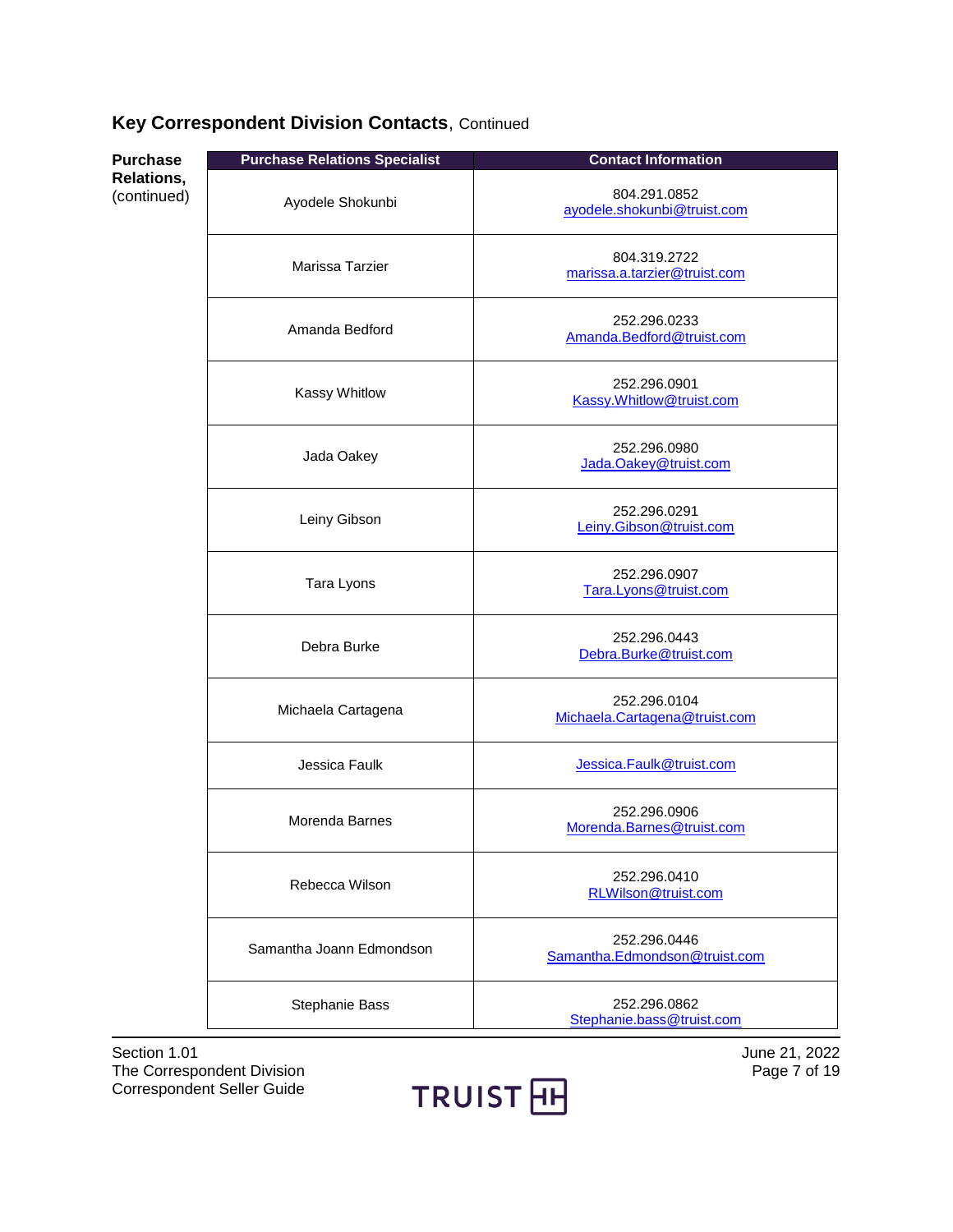## Key Correspondent Division Contacts, Continued

**Purchase Relations,** (continued)

| Purchase Relations Specialist | Contact Information |
|---|---|
| Ayodele Shokunbi | 804.291.0852<br>ayodele.shokunbi@truist.com |
| Marissa Tarzier | 804.319.2722<br>marissa.a.tarzier@truist.com |
| Amanda Bedford | 252.296.0233<br>Amanda.Bedford@truist.com |
| Kassy Whitlow | 252.296.0901<br>Kassy.Whitlow@truist.com |
| Jada Oakey | 252.296.0980<br>Jada.Oakey@truist.com |
| Leiny Gibson | 252.296.0291<br>Leiny.Gibson@truist.com |
| Tara Lyons | 252.296.0907<br>Tara.Lyons@truist.com |
| Debra Burke | 252.296.0443<br>Debra.Burke@truist.com |
| Michaela Cartagena | 252.296.0104<br>Michaela.Cartagena@truist.com |
| Jessica Faulk | Jessica.Faulk@truist.com |
| Morenda Barnes | 252.296.0906<br>Morenda.Barnes@truist.com |
| Rebecca Wilson | 252.296.0410<br>RLWilson@truist.com |
| Samantha Joann Edmondson | 252.296.0446<br>Samantha.Edmondson@truist.com |
| Stephanie Bass | 252.296.0862<br>Stephanie.bass@truist.com |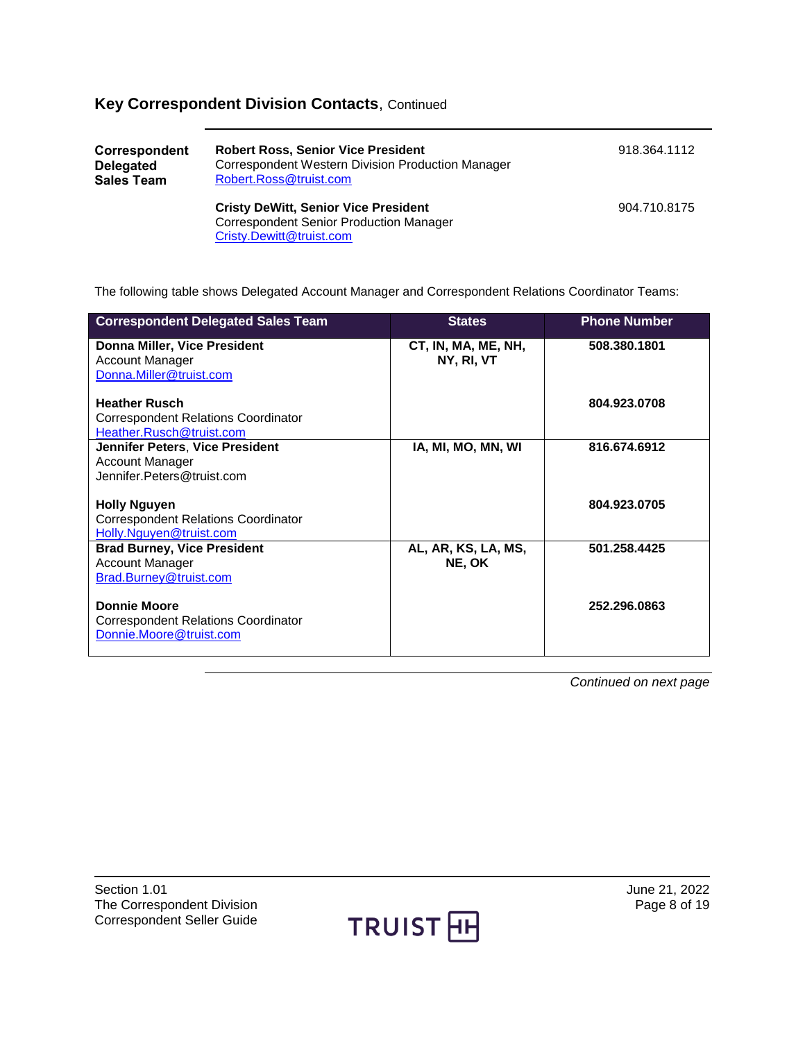## Key Correspondent Division Contacts, Continued

**Correspondent Delegated Sales Team**

**Robert Ross, Senior Vice President**
Correspondent Western Division Production Manager
Robert.Ross@truist.com
918.364.1112

**Cristy DeWitt, Senior Vice President**
Correspondent Senior Production Manager
Cristy.Dewitt@truist.com
904.710.8175

The following table shows Delegated Account Manager and Correspondent Relations Coordinator Teams:

| Correspondent Delegated Sales Team | States | Phone Number |
|---|---|---|
| **Donna Miller, Vice President**<br>Account Manager<br>Donna.Miller@truist.com | **CT, IN, MA, ME, NH, NY, RI, VT** | **508.380.1801** |
| **Heather Rusch**<br>Correspondent Relations Coordinator<br>Heather.Rusch@truist.com | | **804.923.0708** |
| **Jennifer Peters, Vice President**<br>Account Manager<br>Jennifer.Peters@truist.com | **IA, MI, MO, MN, WI** | **816.674.6912** |
| **Holly Nguyen**<br>Correspondent Relations Coordinator<br>Holly.Nguyen@truist.com | | **804.923.0705** |
| **Brad Burney, Vice President**<br>Account Manager<br>Brad.Burney@truist.com | **AL, AR, KS, LA, MS, NE, OK** | **501.258.4425** |
| **Donnie Moore**<br>Correspondent Relations Coordinator<br>Donnie.Moore@truist.com | | **252.296.0863** |

*Continued on next page*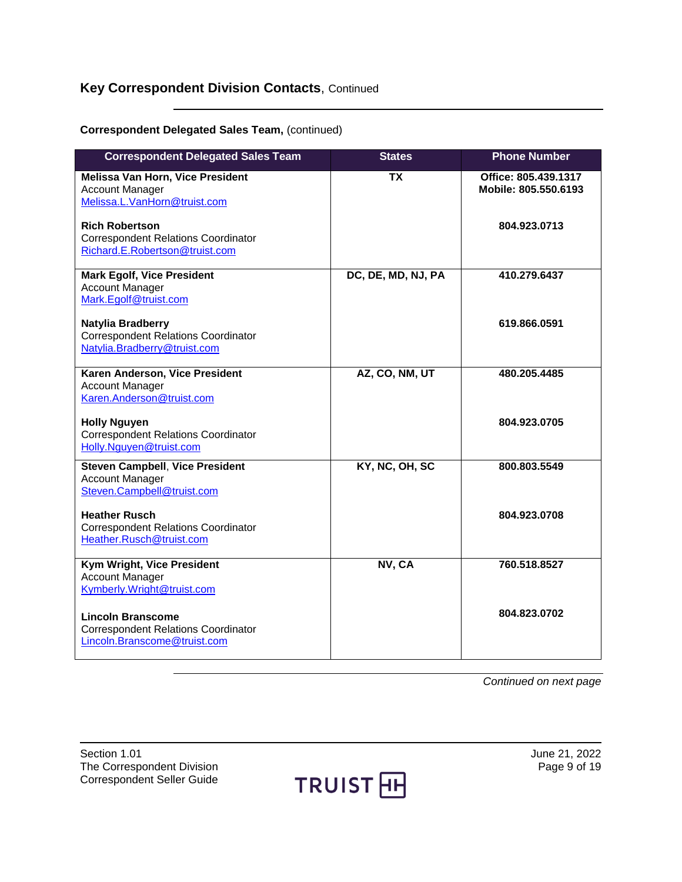## Key Correspondent Division Contacts, Continued

**Correspondent Delegated Sales Team,** (continued)

| Correspondent Delegated Sales Team | States | Phone Number |
|---|---|---|
| **Melissa Van Horn, Vice President**<br>Account Manager<br>Melissa.L.VanHorn@truist.com<br><br>**Rich Robertson**<br>Correspondent Relations Coordinator<br>Richard.E.Robertson@truist.com | **TX** | **Office: 805.439.1317**<br>**Mobile: 805.550.6193**<br><br>**804.923.0713** |
| **Mark Egolf, Vice President**<br>Account Manager<br>Mark.Egolf@truist.com<br><br>**Natylia Bradberry**<br>Correspondent Relations Coordinator<br>Natylia.Bradberry@truist.com | **DC, DE, MD, NJ, PA** | **410.279.6437**<br><br>**619.866.0591** |
| **Karen Anderson, Vice President**<br>Account Manager<br>Karen.Anderson@truist.com<br><br>**Holly Nguyen**<br>Correspondent Relations Coordinator<br>Holly.Nguyen@truist.com | **AZ, CO, NM, UT** | **480.205.4485**<br><br>**804.923.0705** |
| **Steven Campbell, Vice President**<br>Account Manager<br>Steven.Campbell@truist.com<br><br>**Heather Rusch**<br>Correspondent Relations Coordinator<br>Heather.Rusch@truist.com | **KY, NC, OH, SC** | **800.803.5549**<br><br>**804.923.0708** |
| **Kym Wright, Vice President**<br>Account Manager<br>Kymberly.Wright@truist.com<br><br>**Lincoln Branscome**<br>Correspondent Relations Coordinator<br>Lincoln.Branscome@truist.com | **NV, CA** | **760.518.8527**<br><br>**804.823.0702** |

*Continued on next page*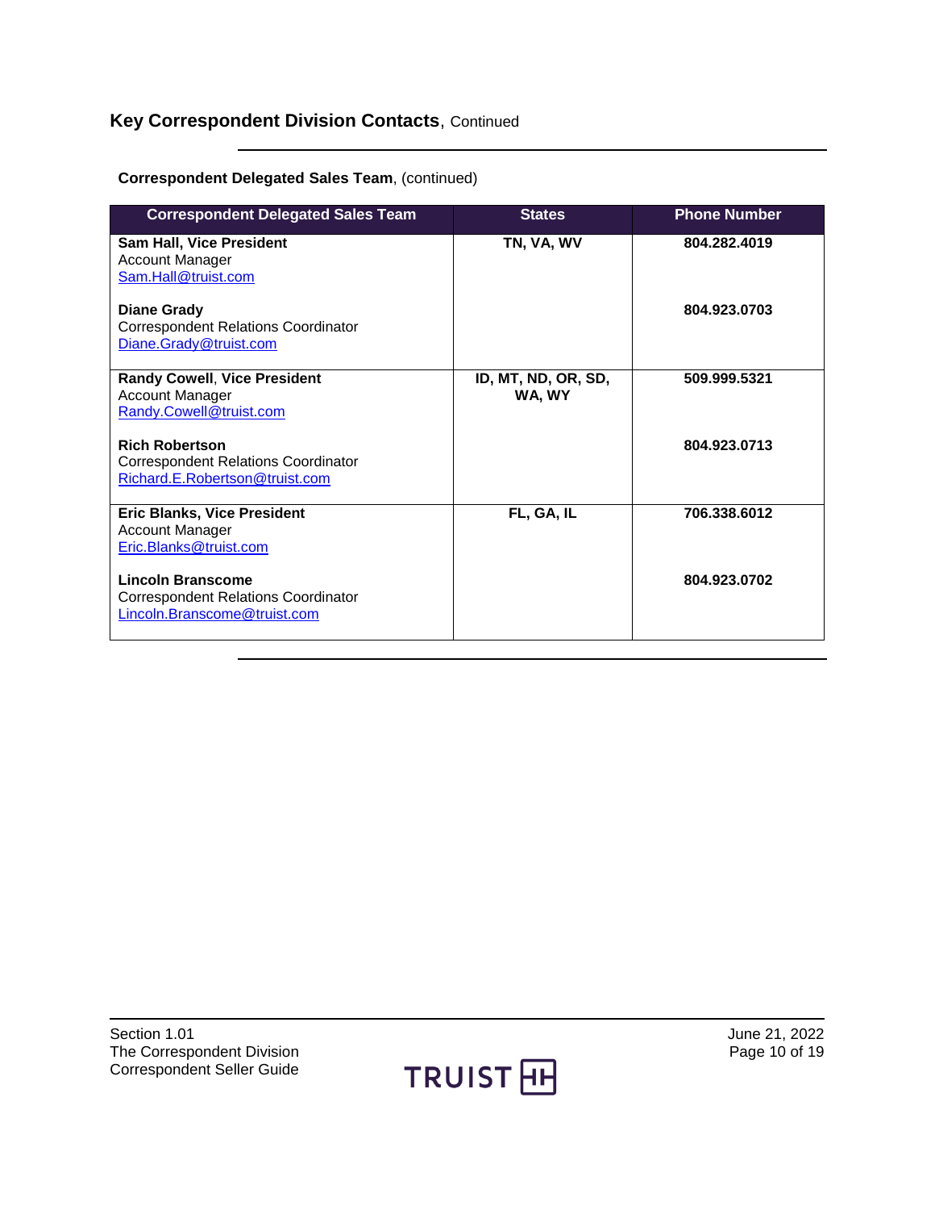## **Key Correspondent Division Contacts**, Continued

**Correspondent Delegated Sales Team**, (continued)

| Correspondent Delegated Sales Team | States | Phone Number |
|---|---|---|
| **Sam Hall, Vice President**<br>Account Manager<br>Sam.Hall@truist.com | **TN, VA, WV** | **804.282.4019** |
| **Diane Grady**<br>Correspondent Relations Coordinator<br>Diane.Grady@truist.com | | **804.923.0703** |
| **Randy Cowell, Vice President**<br>Account Manager<br>Randy.Cowell@truist.com | **ID, MT, ND, OR, SD, WA, WY** | **509.999.5321** |
| **Rich Robertson**<br>Correspondent Relations Coordinator<br>Richard.E.Robertson@truist.com | | **804.923.0713** |
| **Eric Blanks, Vice President**<br>Account Manager<br>Eric.Blanks@truist.com | **FL, GA, IL** | **706.338.6012** |
| **Lincoln Branscome**<br>Correspondent Relations Coordinator<br>Lincoln.Branscome@truist.com | | **804.923.0702** |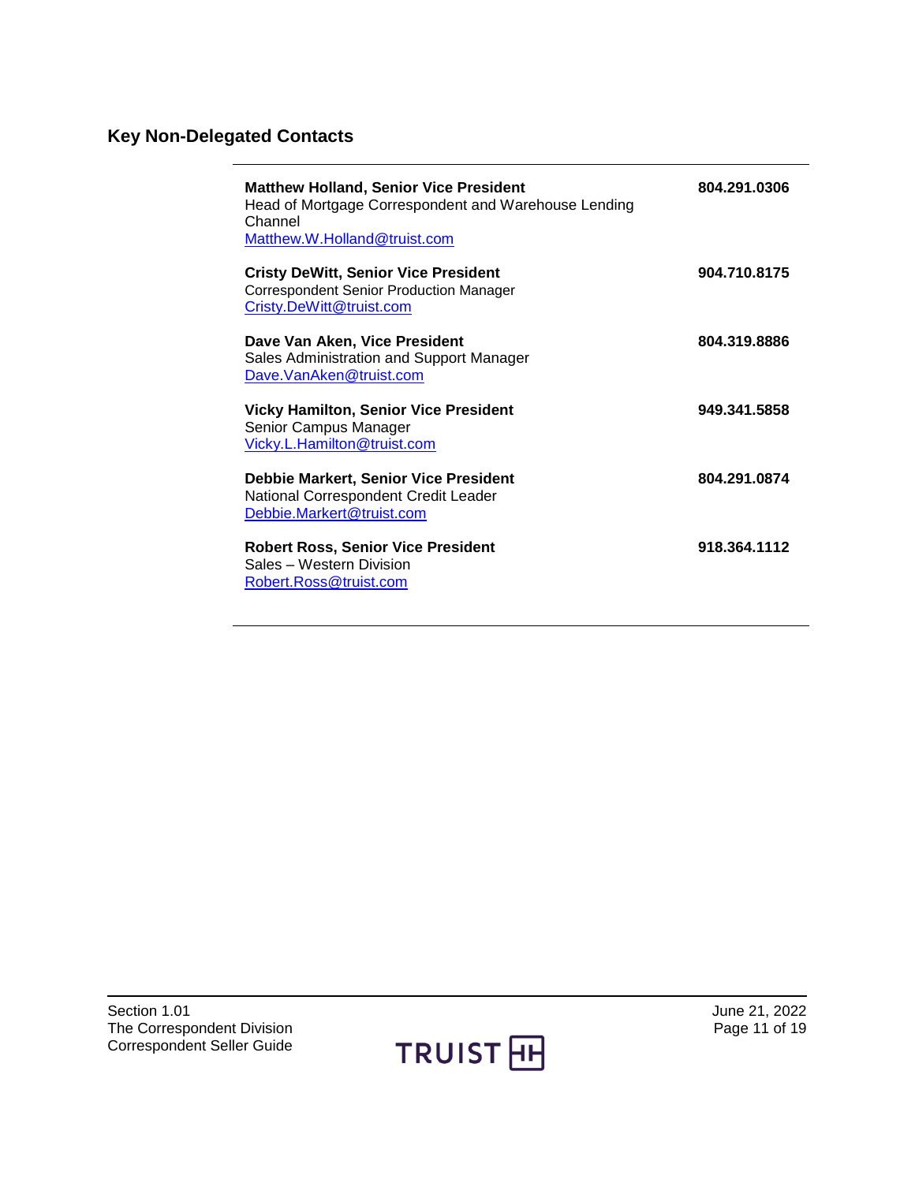## Key Non-Delegated Contacts

| | |
|---|---|
| **Matthew Holland, Senior Vice President**<br>Head of Mortgage Correspondent and Warehouse Lending Channel<br>Matthew.W.Holland@truist.com | **804.291.0306** |
| **Cristy DeWitt, Senior Vice President**<br>Correspondent Senior Production Manager<br>Cristy.DeWitt@truist.com | **904.710.8175** |
| **Dave Van Aken, Vice President**<br>Sales Administration and Support Manager<br>Dave.VanAken@truist.com | **804.319.8886** |
| **Vicky Hamilton, Senior Vice President**<br>Senior Campus Manager<br>Vicky.L.Hamilton@truist.com | **949.341.5858** |
| **Debbie Markert, Senior Vice President**<br>National Correspondent Credit Leader<br>Debbie.Markert@truist.com | **804.291.0874** |
| **Robert Ross, Senior Vice President**<br>Sales – Western Division<br>Robert.Ross@truist.com | **918.364.1112** |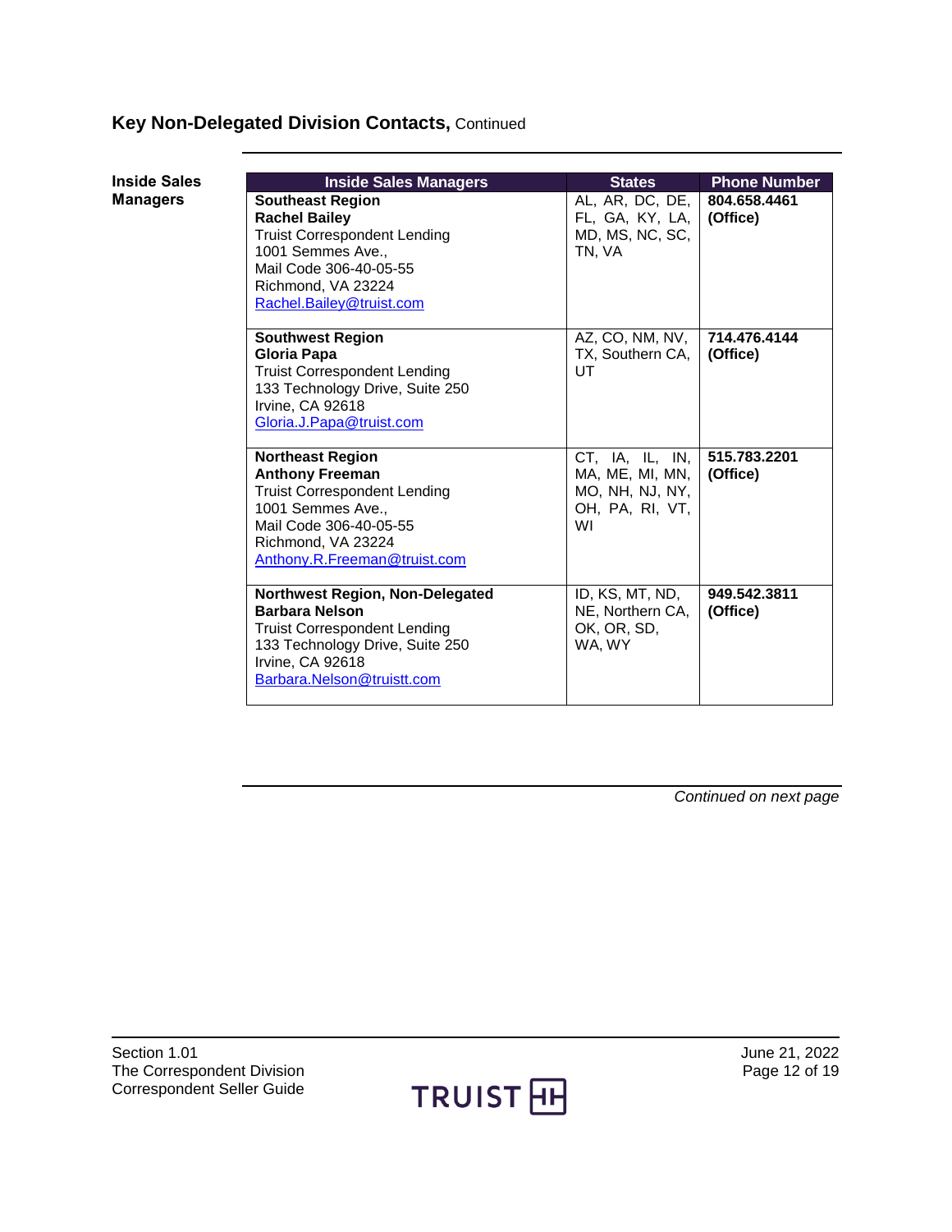## Key Non-Delegated Division Contacts, Continued

**Inside Sales Managers**

| Inside Sales Managers | States | Phone Number |
|---|---|---|
| **Southeast Region**<br>**Rachel Bailey**<br>Truist Correspondent Lending<br>1001 Semmes Ave.,<br>Mail Code 306-40-05-55<br>Richmond, VA 23224<br>Rachel.Bailey@truist.com | AL, AR, DC, DE, FL, GA, KY, LA, MD, MS, NC, SC, TN, VA | **804.658.4461 (Office)** |
| **Southwest Region**<br>**Gloria Papa**<br>Truist Correspondent Lending<br>133 Technology Drive, Suite 250<br>Irvine, CA 92618<br>Gloria.J.Papa@truist.com | AZ, CO, NM, NV, TX, Southern CA, UT | **714.476.4144 (Office)** |
| **Northeast Region**<br>**Anthony Freeman**<br>Truist Correspondent Lending<br>1001 Semmes Ave.,<br>Mail Code 306-40-05-55<br>Richmond, VA 23224<br>Anthony.R.Freeman@truist.com | CT, IA, IL, IN, MA, ME, MI, MN, MO, NH, NJ, NY, OH, PA, RI, VT, WI | **515.783.2201 (Office)** |
| **Northwest Region, Non-Delegated**<br>**Barbara Nelson**<br>Truist Correspondent Lending<br>133 Technology Drive, Suite 250<br>Irvine, CA 92618<br>Barbara.Nelson@truistt.com | ID, KS, MT, ND, NE, Northern CA, OK, OR, SD, WA, WY | **949.542.3811 (Office)** |

*Continued on next page*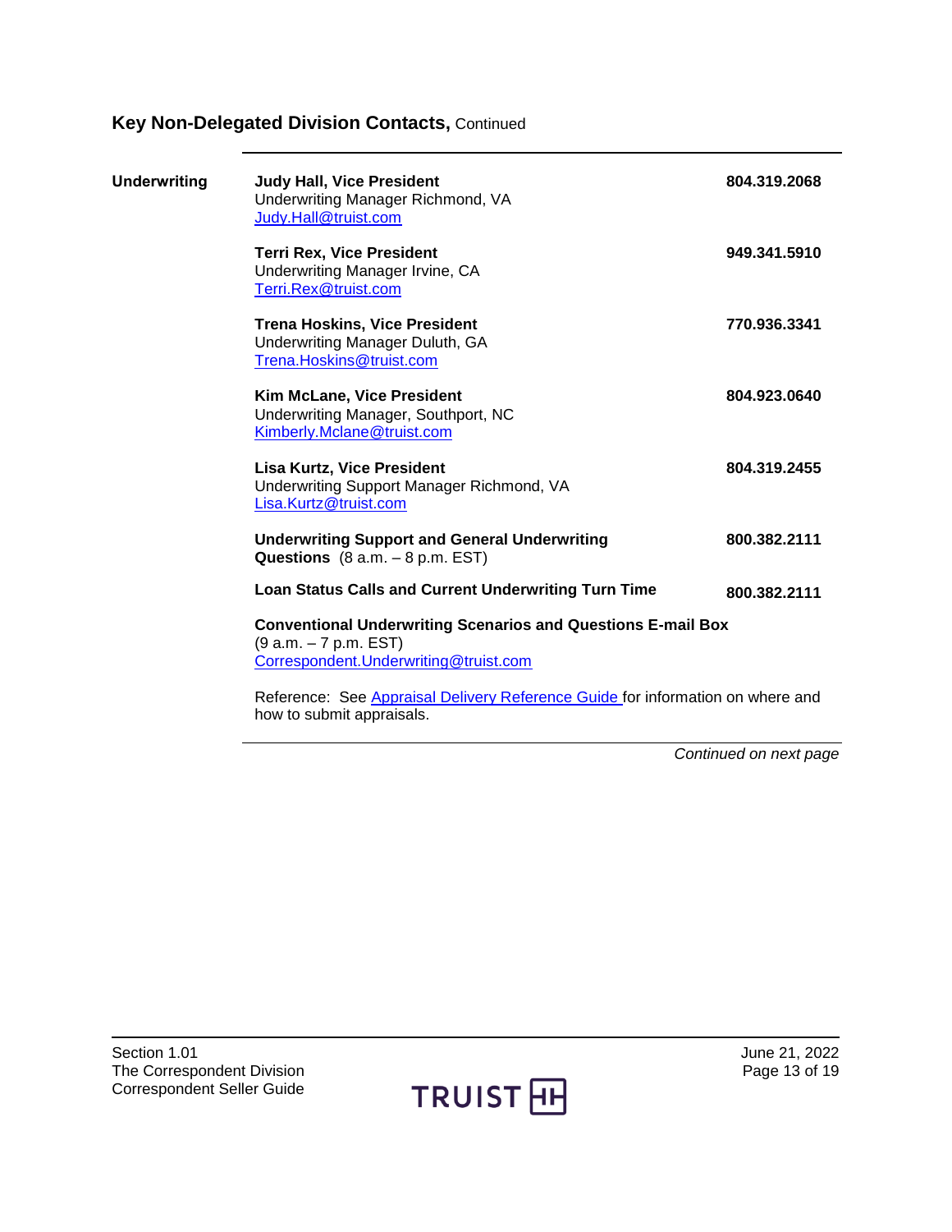## Key Non-Delegated Division Contacts, Continued

**Underwriting**

| | | |
|---|---|---|
| | **Judy Hall, Vice President**<br>Underwriting Manager Richmond, VA<br>Judy.Hall@truist.com | **804.319.2068** |
| | **Terri Rex, Vice President**<br>Underwriting Manager Irvine, CA<br>Terri.Rex@truist.com | **949.341.5910** |
| | **Trena Hoskins, Vice President**<br>Underwriting Manager Duluth, GA<br>Trena.Hoskins@truist.com | **770.936.3341** |
| | **Kim McLane, Vice President**<br>Underwriting Manager, Southport, NC<br>Kimberly.Mclane@truist.com | **804.923.0640** |
| | **Lisa Kurtz, Vice President**<br>Underwriting Support Manager Richmond, VA<br>Lisa.Kurtz@truist.com | **804.319.2455** |
| | **Underwriting Support and General Underwriting Questions** (8 a.m. – 8 p.m. EST) | **800.382.2111** |
| | **Loan Status Calls and Current Underwriting Turn Time** | **800.382.2111** |
| | **Conventional Underwriting Scenarios and Questions E-mail Box**<br>(9 a.m. – 7 p.m. EST)<br>Correspondent.Underwriting@truist.com | |

Reference: See Appraisal Delivery Reference Guide for information on where and how to submit appraisals.

*Continued on next page*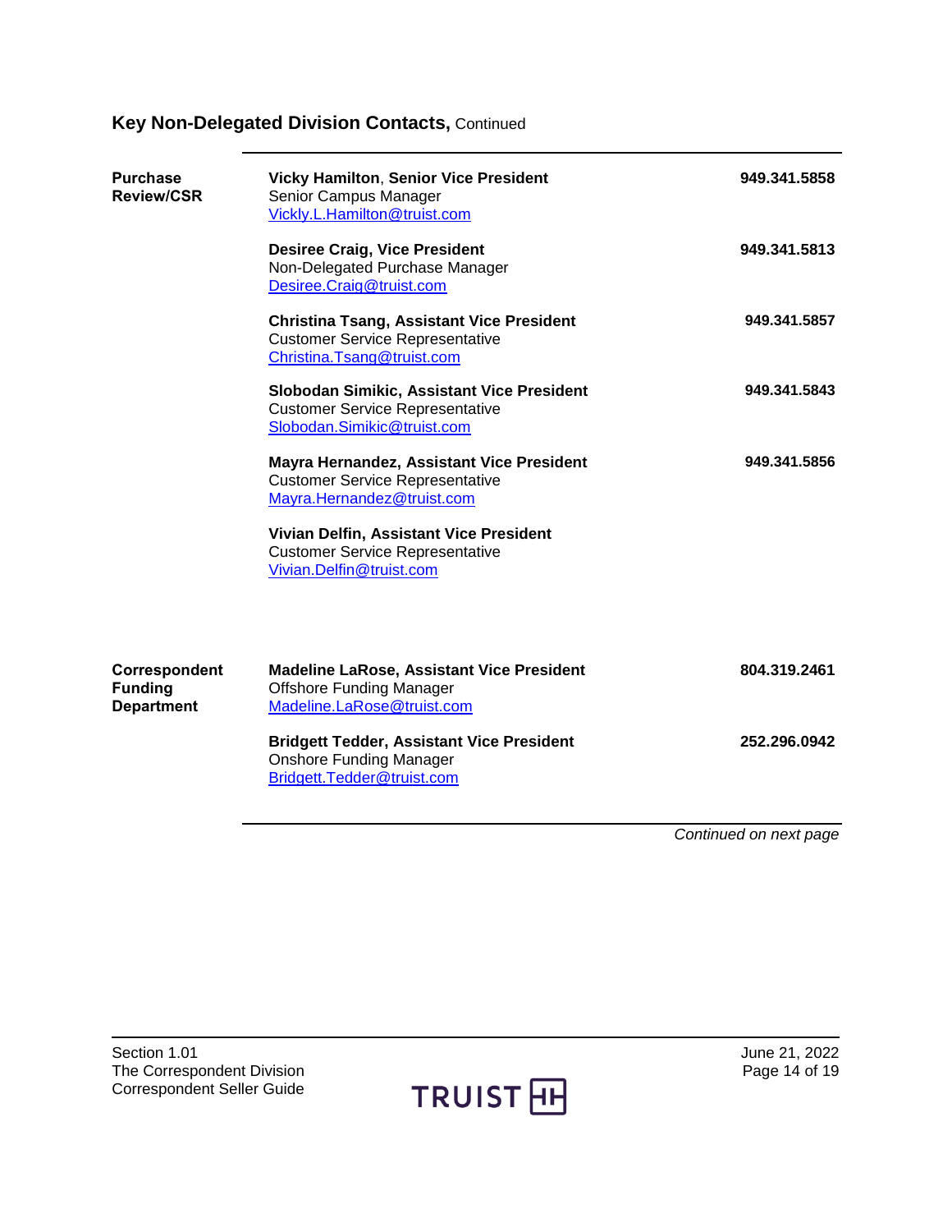## Key Non-Delegated Division Contacts, Continued

| | | |
|---|---|---|
| **Purchase Review/CSR** | **Vicky Hamilton**, **Senior Vice President**<br>Senior Campus Manager<br>Vickly.L.Hamilton@truist.com | **949.341.5858** |
| | **Desiree Craig, Vice President**<br>Non-Delegated Purchase Manager<br>Desiree.Craig@truist.com | **949.341.5813** |
| | **Christina Tsang, Assistant Vice President**<br>Customer Service Representative<br>Christina.Tsang@truist.com | **949.341.5857** |
| | **Slobodan Simikic, Assistant Vice President**<br>Customer Service Representative<br>Slobodan.Simikic@truist.com | **949.341.5843** |
| | **Mayra Hernandez, Assistant Vice President**<br>Customer Service Representative<br>Mayra.Hernandez@truist.com | **949.341.5856** |
| | **Vivian Delfin, Assistant Vice President**<br>Customer Service Representative<br>Vivian.Delfin@truist.com | |
| **Correspondent Funding Department** | **Madeline LaRose, Assistant Vice President**<br>Offshore Funding Manager<br>Madeline.LaRose@truist.com | **804.319.2461** |
| | **Bridgett Tedder, Assistant Vice President**<br>Onshore Funding Manager<br>Bridgett.Tedder@truist.com | **252.296.0942** |

*Continued on next page*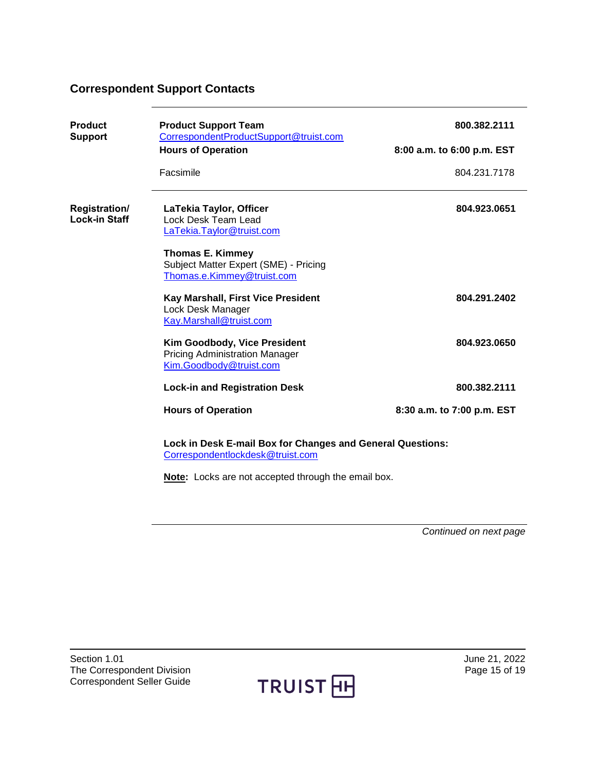## Correspondent Support Contacts

| | | |
|---|---|---|
| **Product Support** | **Product Support Team**<br>CorrespondentProductSupport@truist.com | **800.382.2111** |
| | **Hours of Operation** | **8:00 a.m. to 6:00 p.m. EST** |
| | Facsimile | 804.231.7178 |
| **Registration/ Lock-in Staff** | **LaTekia Taylor, Officer**<br>Lock Desk Team Lead<br>LaTekia.Taylor@truist.com | **804.923.0651** |
| | **Thomas E. Kimmey**<br>Subject Matter Expert (SME) - Pricing<br>Thomas.e.Kimmey@truist.com | |
| | **Kay Marshall, First Vice President**<br>Lock Desk Manager<br>Kay.Marshall@truist.com | **804.291.2402** |
| | **Kim Goodbody, Vice President**<br>Pricing Administration Manager<br>Kim.Goodbody@truist.com | **804.923.0650** |
| | **Lock-in and Registration Desk** | **800.382.2111** |
| | **Hours of Operation** | **8:30 a.m. to 7:00 p.m. EST** |

**Lock in Desk E-mail Box for Changes and General Questions:**
Correspondentlockdesk@truist.com

**Note:** Locks are not accepted through the email box.

*Continued on next page*

Section 1.01
The Correspondent Division
Correspondent Seller Guide

June 21, 2022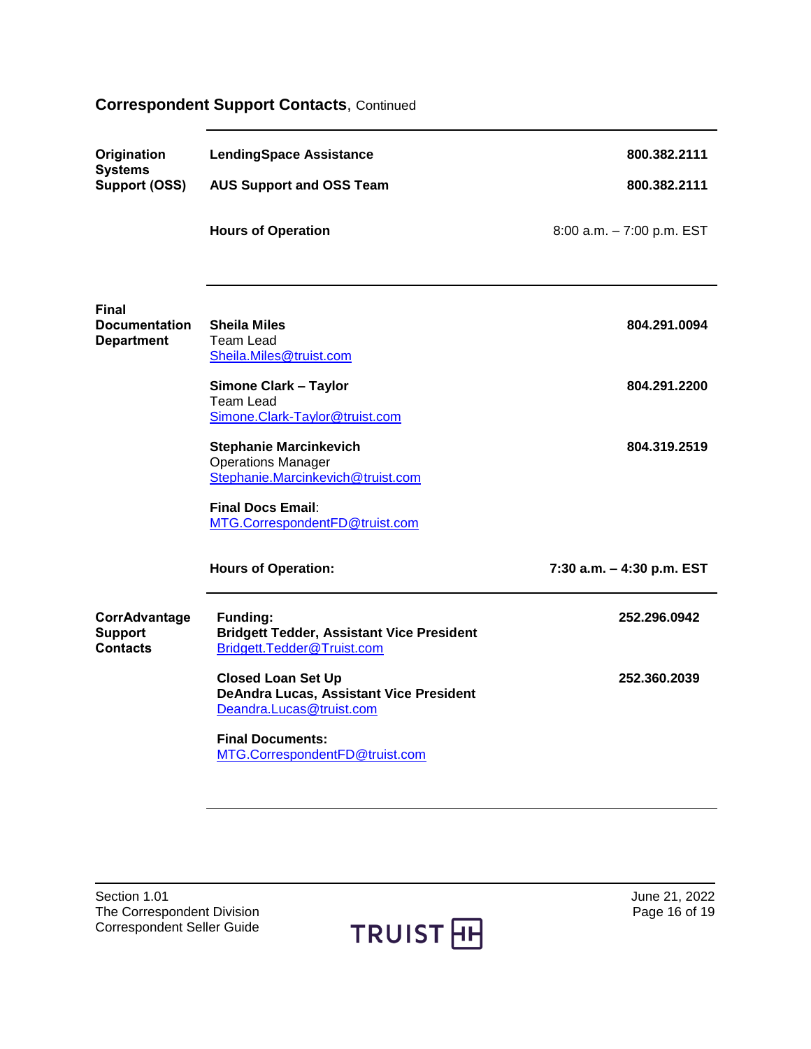## Correspondent Support Contacts, Continued

| | | |
|---|---|---|
| **Origination Systems Support (OSS)** | **LendingSpace Assistance** | **800.382.2111** |
| | **AUS Support and OSS Team** | **800.382.2111** |
| | **Hours of Operation** | 8:00 a.m. – 7:00 p.m. EST |
| **Final Documentation Department** | **Sheila Miles**<br>Team Lead<br>Sheila.Miles@truist.com | **804.291.0094** |
| | **Simone Clark – Taylor**<br>Team Lead<br>Simone.Clark-Taylor@truist.com | **804.291.2200** |
| | **Stephanie Marcinkevich**<br>Operations Manager<br>Stephanie.Marcinkevich@truist.com | **804.319.2519** |
| | **Final Docs Email**:<br>MTG.CorrespondentFD@truist.com | |
| | **Hours of Operation:** | **7:30 a.m. – 4:30 p.m. EST** |
| **CorrAdvantage Support Contacts** | **Funding:**<br>**Bridgett Tedder, Assistant Vice President**<br>Bridgett.Tedder@Truist.com | **252.296.0942** |
| | **Closed Loan Set Up**<br>**DeAndra Lucas, Assistant Vice President**<br>Deandra.Lucas@truist.com | **252.360.2039** |
| | **Final Documents:**<br>MTG.CorrespondentFD@truist.com | |

Section 1.01
The Correspondent Division
Correspondent Seller Guide

June 21, 2022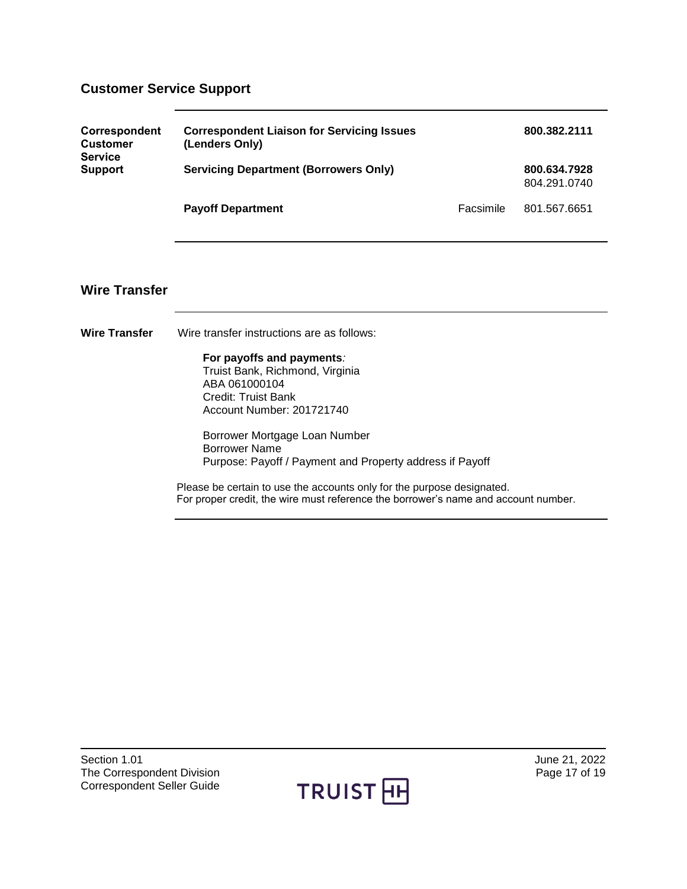## Customer Service Support

| Correspondent Customer Service Support | | | |
|---|---|---|---|
| | **Correspondent Liaison for Servicing Issues (Lenders Only)** | | **800.382.2111** |
| | **Servicing Department (Borrowers Only)** | | **800.634.7928**<br>804.291.0740 |
| | **Payoff Department** | Facsimile | 801.567.6651 |

## Wire Transfer

**Wire Transfer** Wire transfer instructions are as follows:

**For payoffs and payments***:*
Truist Bank, Richmond, Virginia
ABA 061000104
Credit: Truist Bank
Account Number: 201721740

Borrower Mortgage Loan Number
Borrower Name
Purpose: Payoff / Payment and Property address if Payoff

Please be certain to use the accounts only for the purpose designated.
For proper credit, the wire must reference the borrower's name and account number.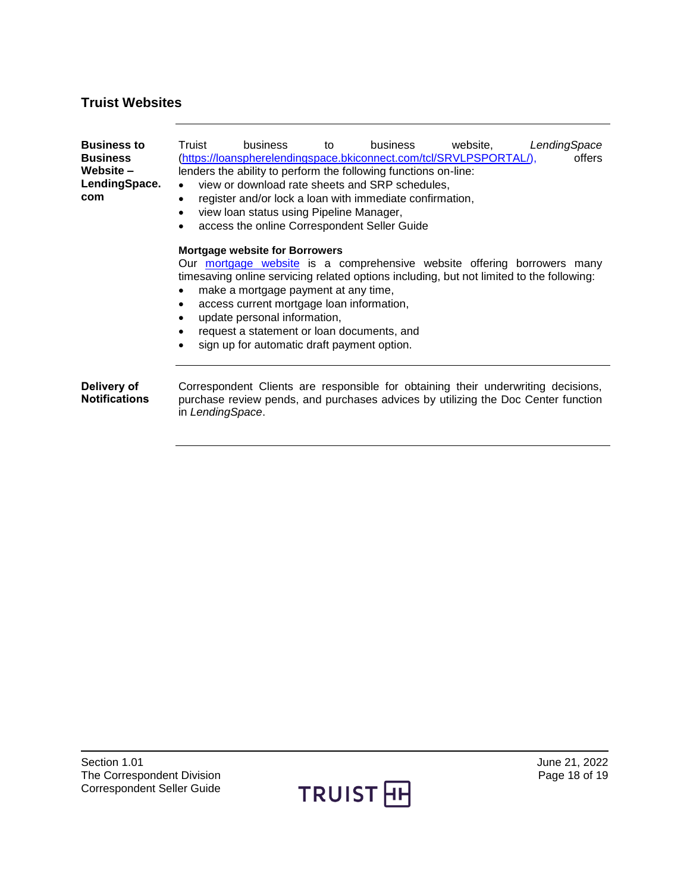## Truist Websites

**Business to Business Website – LendingSpace.com**

Truist business to business website, *LendingSpace* (https://loanspherelendingspace.bkiconnect.com/tcl/SRVLPSPORTAL/), offers lenders the ability to perform the following functions on-line:

- view or download rate sheets and SRP schedules,
- register and/or lock a loan with immediate confirmation,
- view loan status using Pipeline Manager,
- access the online Correspondent Seller Guide

**Mortgage website for Borrowers**

Our mortgage website is a comprehensive website offering borrowers many timesaving online servicing related options including, but not limited to the following:

- make a mortgage payment at any time,
- access current mortgage loan information,
- update personal information,
- request a statement or loan documents, and
- sign up for automatic draft payment option.

**Delivery of Notifications**

Correspondent Clients are responsible for obtaining their underwriting decisions, purchase review pends, and purchases advices by utilizing the Doc Center function in *LendingSpace*.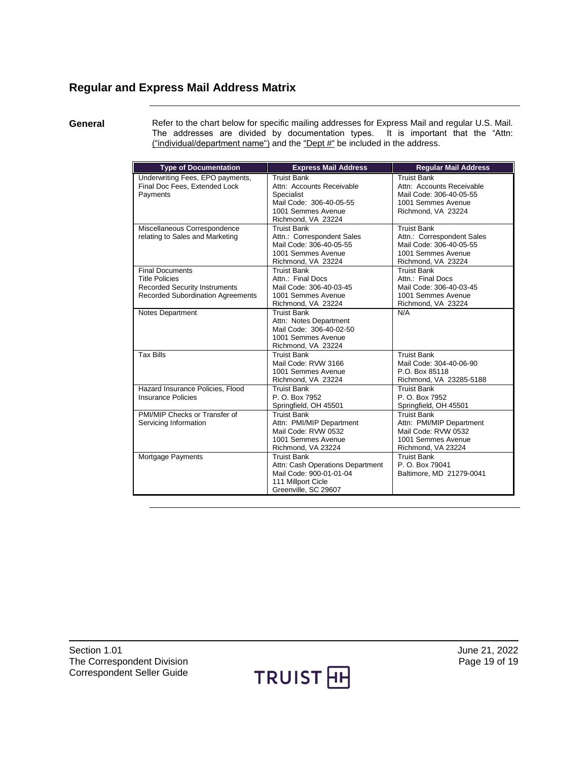## Regular and Express Mail Address Matrix

**General**

Refer to the chart below for specific mailing addresses for Express Mail and regular U.S. Mail. The addresses are divided by documentation types. It is important that the "Attn: ("individual/department name") and the "Dept #" be included in the address.

| Type of Documentation | Express Mail Address | Regular Mail Address |
|---|---|---|
| Underwriting Fees, EPO payments, Final Doc Fees, Extended Lock Payments | Truist Bank<br>Attn: Accounts Receivable Specialist<br>Mail Code: 306-40-05-55<br>1001 Semmes Avenue<br>Richmond, VA 23224 | Truist Bank<br>Attn: Accounts Receivable<br>Mail Code: 306-40-05-55<br>1001 Semmes Avenue<br>Richmond, VA 23224 |
| Miscellaneous Correspondence relating to Sales and Marketing | Truist Bank<br>Attn.: Correspondent Sales<br>Mail Code: 306-40-05-55<br>1001 Semmes Avenue<br>Richmond, VA 23224 | Truist Bank<br>Attn.: Correspondent Sales<br>Mail Code: 306-40-05-55<br>1001 Semmes Avenue<br>Richmond, VA 23224 |
| Final Documents<br>Title Policies<br>Recorded Security Instruments<br>Recorded Subordination Agreements | Truist Bank<br>Attn.: Final Docs<br>Mail Code: 306-40-03-45<br>1001 Semmes Avenue<br>Richmond, VA 23224 | Truist Bank<br>Attn.: Final Docs<br>Mail Code: 306-40-03-45<br>1001 Semmes Avenue<br>Richmond, VA 23224 |
| Notes Department | Truist Bank<br>Attn: Notes Department<br>Mail Code: 306-40-02-50<br>1001 Semmes Avenue<br>Richmond, VA 23224 | N/A |
| Tax Bills | Truist Bank<br>Mail Code: RVW 3166<br>1001 Semmes Avenue<br>Richmond, VA 23224 | Truist Bank<br>Mail Code: 304-40-06-90<br>P.O. Box 85118<br>Richmond, VA 23285-5188 |
| Hazard Insurance Policies, Flood Insurance Policies | Truist Bank<br>P. O. Box 7952<br>Springfield, OH 45501 | Truist Bank<br>P. O. Box 7952<br>Springfield, OH 45501 |
| PMI/MIP Checks or Transfer of Servicing Information | Truist Bank<br>Attn: PMI/MIP Department<br>Mail Code: RVW 0532<br>1001 Semmes Avenue<br>Richmond, VA 23224 | Truist Bank<br>Attn: PMI/MIP Department<br>Mail Code: RVW 0532<br>1001 Semmes Avenue<br>Richmond, VA 23224 |
| Mortgage Payments | Truist Bank<br>Attn: Cash Operations Department<br>Mail Code: 900-01-01-04<br>111 Millport Cicle<br>Greenville, SC 29607 | Truist Bank<br>P. O. Box 79041<br>Baltimore, MD 21279-0041 |